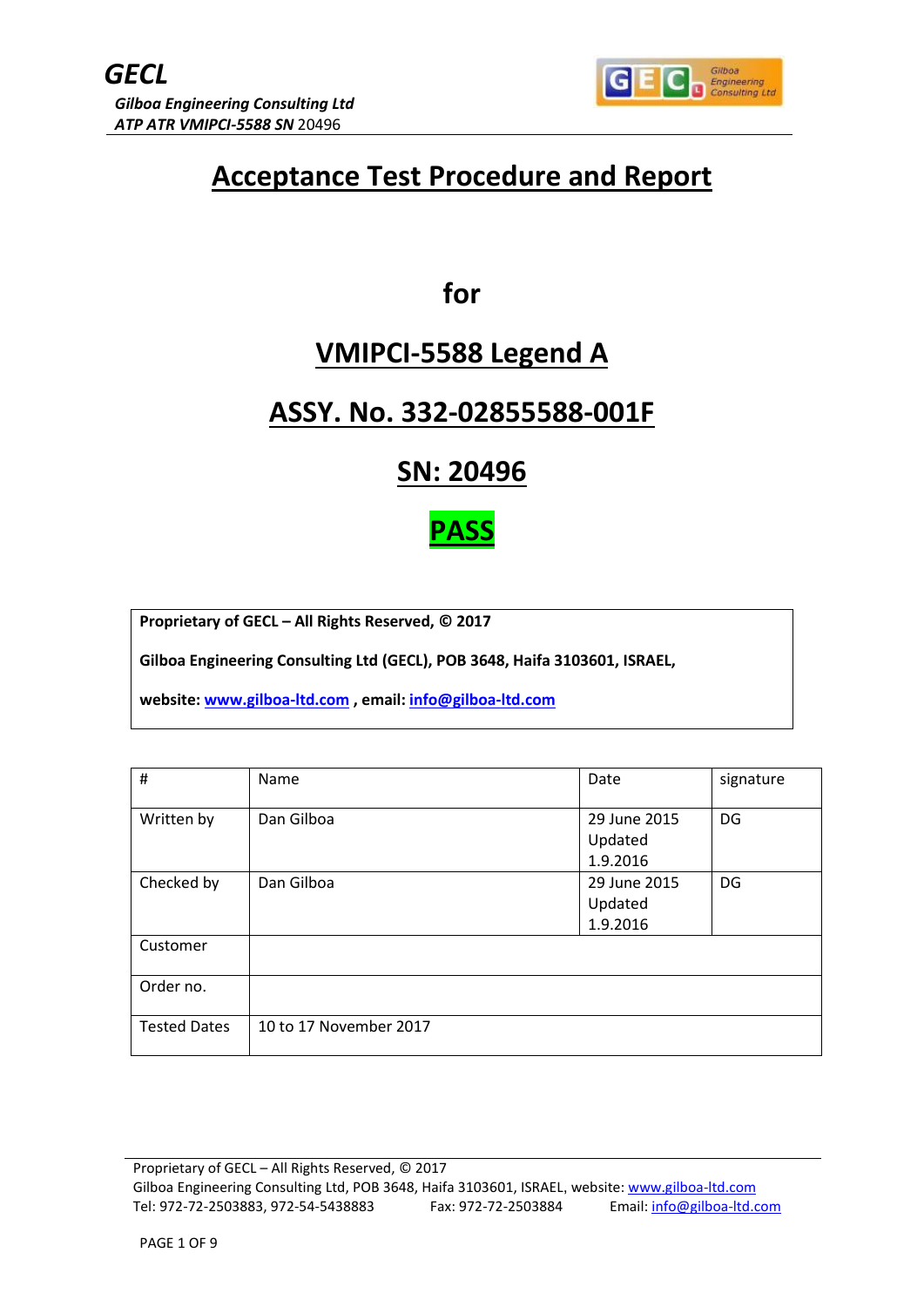# Acceptance Test Procedure and Report

## for

## VMIPCI-5588 Legend A

## ASSY. No. 332-02855588-001F

## SN: 20496

## PASS

**Proprietary of GECL – All Rights Reserved, © 2017**

**Gilboa Engineering Consulting Ltd (GECL), POB 3648, Haifa 3103601, ISRAEL,**

**website: www.gilboa-ltd.com , email: info@gilboa-ltd.com**

| # | Name | Date | signature |
|---|---|---|---|
| Written by | Dan Gilboa | 29 June 2015 Updated 1.9.2016 | DG |
| Checked by | Dan Gilboa | 29 June 2015 Updated 1.9.2016 | DG |
| Customer | | | |
| Order no. | | | |
| Tested Dates | 10 to 17 November 2017 | | |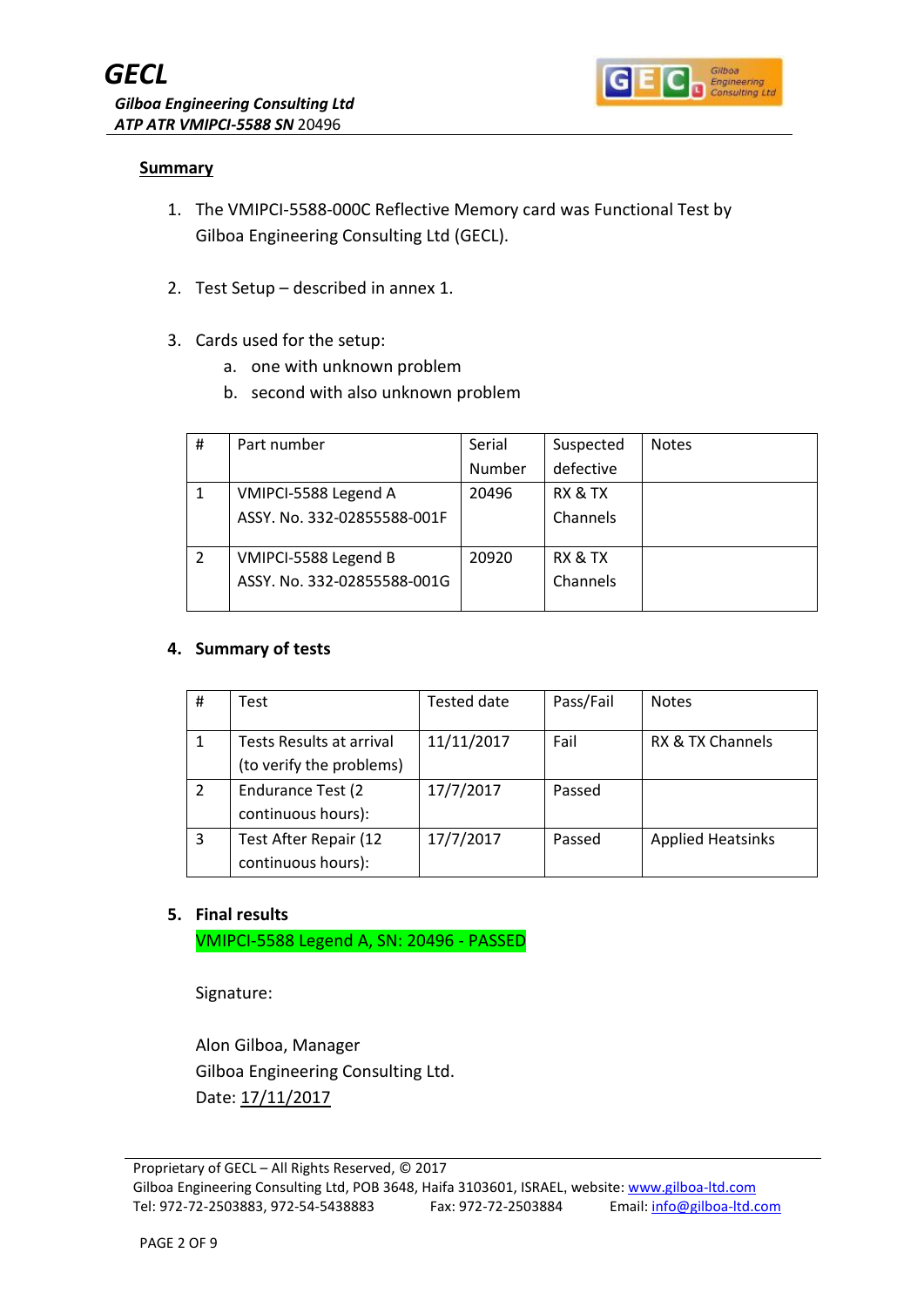## Summary

1. The VMIPCI-5588-000C Reflective Memory card was Functional Test by Gilboa Engineering Consulting Ltd (GECL).

2. Test Setup – described in annex 1.

3. Cards used for the setup:
   a. one with unknown problem
   b. second with also unknown problem

| # | Part number | Serial Number | Suspected defective | Notes |
|---|---|---|---|---|
| 1 | VMIPCI-5588 Legend A<br>ASSY. No. 332-02855588-001F | 20496 | RX & TX Channels | |
| 2 | VMIPCI-5588 Legend B<br>ASSY. No. 332-02855588-001G | 20920 | RX & TX Channels | |

4. **Summary of tests**

| # | Test | Tested date | Pass/Fail | Notes |
|---|---|---|---|---|
| 1 | Tests Results at arrival (to verify the problems) | 11/11/2017 | Fail | RX & TX Channels |
| 2 | Endurance Test (2 continuous hours): | 17/7/2017 | Passed | |
| 3 | Test After Repair (12 continuous hours): | 17/7/2017 | Passed | Applied Heatsinks |

5. **Final results**

   VMIPCI-5588 Legend A, SN: 20496 - PASSED

   Signature:

   Alon Gilboa, Manager
   Gilboa Engineering Consulting Ltd.
   Date: 17/11/2017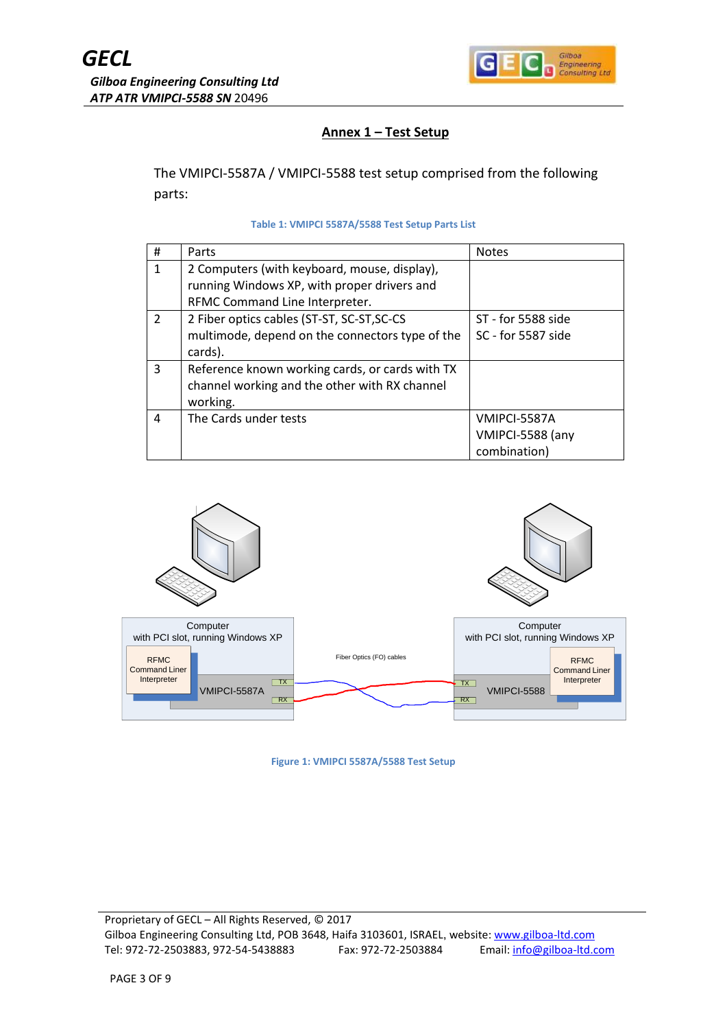## Annex 1 – Test Setup

The VMIPCI-5587A / VMIPCI-5588 test setup comprised from the following parts:

Table 1: VMIPCI 5587A/5588 Test Setup Parts List

| # | Parts | Notes |
|---|---|---|
| 1 | 2 Computers (with keyboard, mouse, display), running Windows XP, with proper drivers and RFMC Command Line Interpreter. | |
| 2 | 2 Fiber optics cables (ST-ST, SC-ST,SC-CS multimode, depend on the connectors type of the cards). | ST - for 5588 side<br>SC - for 5587 side |
| 3 | Reference known working cards, or cards with TX channel working and the other with RX channel working. | |
| 4 | The Cards under tests | VMIPCI-5587A<br>VMIPCI-5588 (any combination) |

Figure 1: VMIPCI 5587A/5588 Test Setup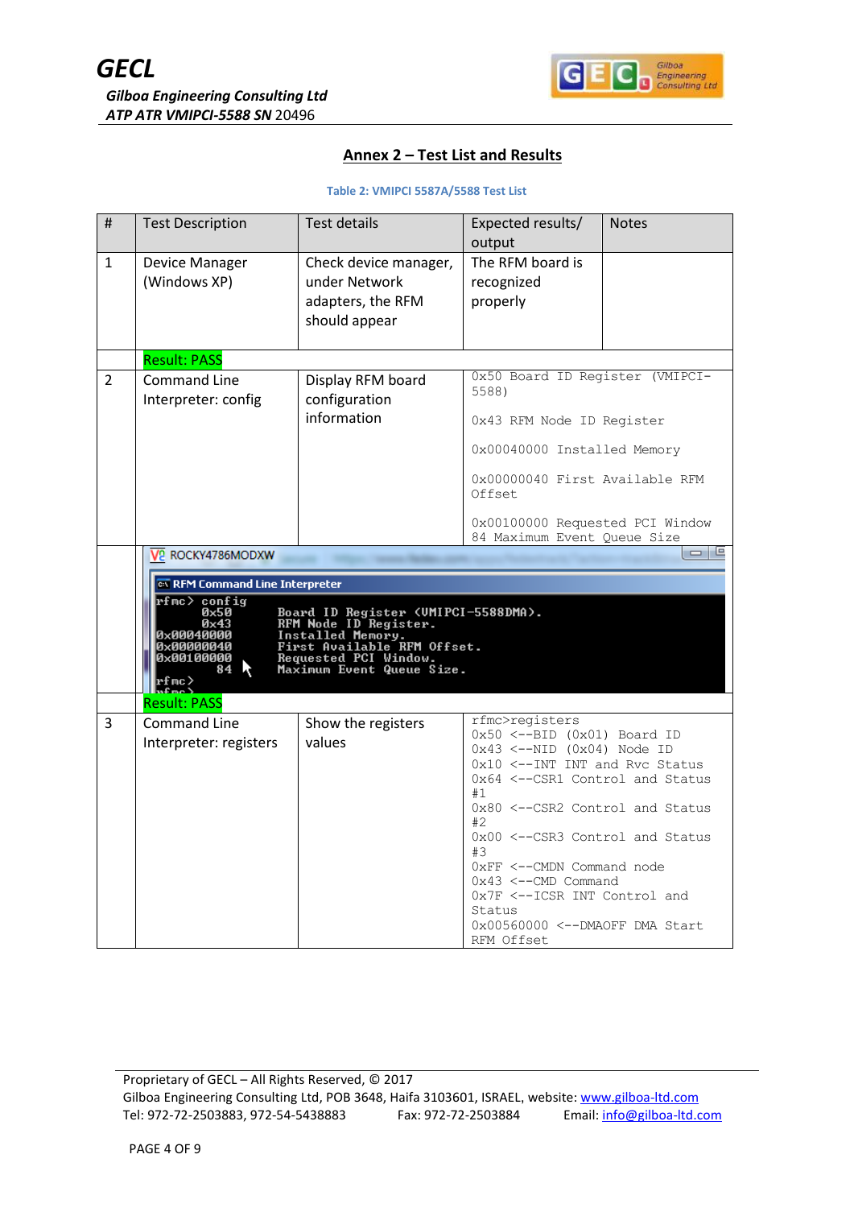## Annex 2 – Test List and Results

Table 2: VMIPCI 5587A/5588 Test List

| # | Test Description | Test details | Expected results/ output | Notes |
|---|---|---|---|---|
| 1 | Device Manager (Windows XP) | Check device manager, under Network adapters, the RFM should appear | The RFM board is recognized properly | |
| | Result: PASS | | | |
| 2 | Command Line Interpreter: config | Display RFM board configuration information | 0x50 Board ID Register (VMIPCI-5588)<br><br>0x43 RFM Node ID Register<br><br>0x00040000 Installed Memory<br><br>0x00000040 First Available RFM Offset<br><br>0x00100000 Requested PCI Window<br>84 Maximum Event Queue Size | |
| | ROCKY4786MODXW<br>RFM Command Line Interpreter<br>rfmc> config<br>0x50 Board ID Register (VMIPCI-5588DMA).<br>0x43 RFM Node ID Register.<br>0x00040000 Installed Memory.<br>0x00000040 First Available RFM Offset.<br>0x00100000 Requested PCI Window.<br>84 Maximum Event Queue Size.<br>rfmc> | | | |
| | Result: PASS | | | |
| 3 | Command Line Interpreter: registers | Show the registers values | rfmc>registers<br>0x50 <--BID (0x01) Board ID<br>0x43 <--NID (0x04) Node ID<br>0x10 <--INT INT and Rvc Status<br>0x64 <--CSR1 Control and Status #1<br>0x80 <--CSR2 Control and Status #2<br>0x00 <--CSR3 Control and Status #3<br>0xFF <--CMDN Command node<br>0x43 <--CMD Command<br>0x7F <--ICSR INT Control and Status<br>0x00560000 <--DMAOFF DMA Start RFM Offset | |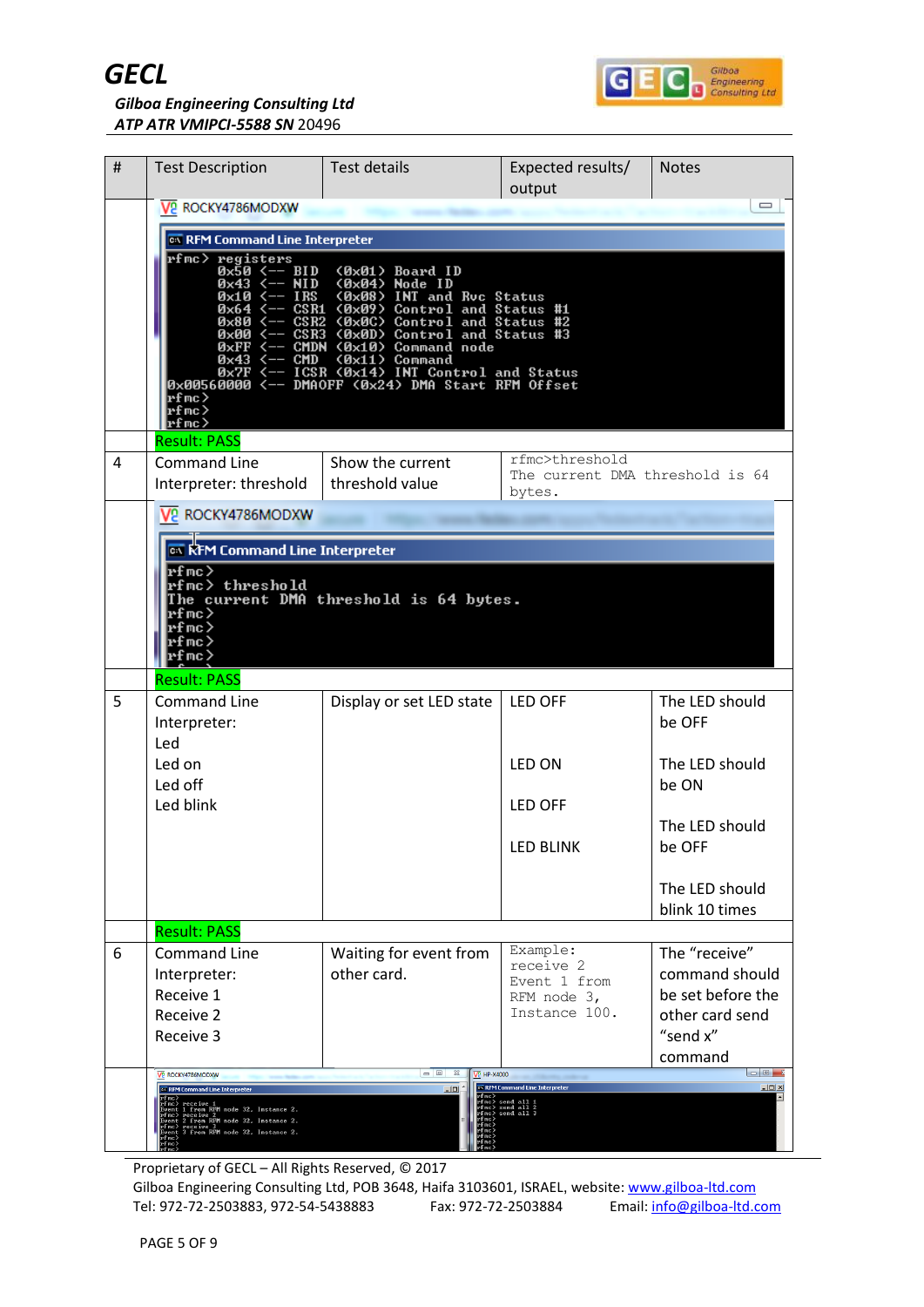| # | Test Description | Test details | Expected results/ output | Notes |
|---|---|---|---|---|
| | ROCKY4786MODXW<br>RFM Command Line Interpreter<br>`rfmc> registers`<br>`0x50 <-- BID (0x01) Board ID`<br>`0x43 <-- NID (0x04) Node ID`<br>`0x10 <-- IRS (0x08) INT and Rvc Status`<br>`0x64 <-- CSR1 (0x09) Control and Status #1`<br>`0x80 <-- CSR2 (0x0C) Control and Status #2`<br>`0x00 <-- CSR3 (0x0D) Control and Status #3`<br>`0xFF <-- CMDN (0x10) Command node`<br>`0x43 <-- CMD (0x11) Command`<br>`0x7F <-- ICSR (0x14) INT Control and Status`<br>`0x00560000 <-- DMAOFF (0x24) DMA Start RFM Offset`<br>`rfmc>`<br>`rfmc>`<br>`rfmc>` | | | |
| | Result: PASS | | | |
| 4 | Command Line Interpreter: threshold | Show the current threshold value | `rfmc>threshold`<br>`The current DMA threshold is 64 bytes.` | |
| | ROCKY4786MODXW<br>RFM Command Line Interpreter<br>`rfmc>`<br>`rfmc> threshold`<br>`The current DMA threshold is 64 bytes.`<br>`rfmc>`<br>`rfmc>`<br>`rfmc>`<br>`rfmc>` | | | |
| | Result: PASS | | | |
| 5 | Command Line Interpreter:<br>Led<br>Led on<br>Led off<br>Led blink | Display or set LED state | LED OFF<br><br>LED ON<br><br>LED OFF<br><br>LED BLINK | The LED should be OFF<br><br>The LED should be ON<br><br>The LED should be OFF<br><br>The LED should blink 10 times |
| | Result: PASS | | | |
| 6 | Command Line Interpreter:<br>Receive 1<br>Receive 2<br>Receive 3 | Waiting for event from other card. | `Example:`<br>`receive 2`<br>`Event 1 from RFM node 3, Instance 100.` | The “receive” command should be set before the other card send “send x” command |
| | ROCKY4786MODXW<br>RFM Command Line Interpreter<br>`rfmc>`<br>`rfmc> receive 1`<br>`Event 1 from RFM node 32, Instance 2.`<br>`rfmc> receive 2`<br>`Event 2 from RFM node 32, Instance 2.`<br>`rfmc> receive 3`<br>`Event 3 from RFM node 32, Instance 2.`<br>`rfmc>`<br>`rfmc>`<br>`rfmc>`<br><br>HP-X4000<br>RFM Command Line Interpreter<br>`rfmc>`<br>`rfmc> send all 1`<br>`rfmc> send all 2`<br>`rfmc> send all 3`<br>`rfmc>`<br>`rfmc>`<br>`rfmc>`<br>`rfmc>`<br>`rfmc>`<br>`rfmc>` | | | |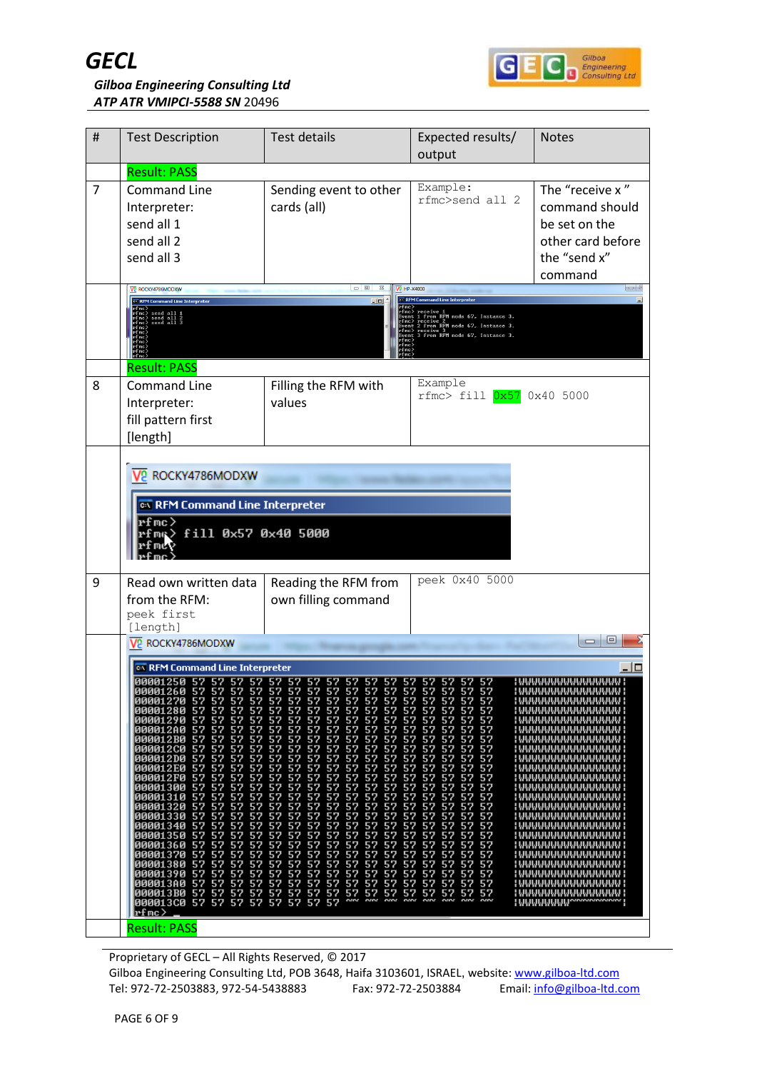| # | Test Description | Test details | Expected results/ output | Notes |
|---|---|---|---|---|
| | Result: PASS | | | |
| 7 | Command Line Interpreter: send all 1 send all 2 send all 3 | Sending event to other cards (all) | Example: rfmc>send all 2 | The "receive x" command should be set on the other card before the "send x" command |
| | | | | |
| | Result: PASS | | | |
| 8 | Command Line Interpreter: fill pattern first [length] | Filling the RFM with values | Example rfmc> fill 0x57 0x40 5000 | |
| | | | | |
| 9 | Read own written data from the RFM: peek first [length] | Reading the RFM from own filling command | peek 0x40 5000 | |
| | | | | |
| | Result: PASS | | | |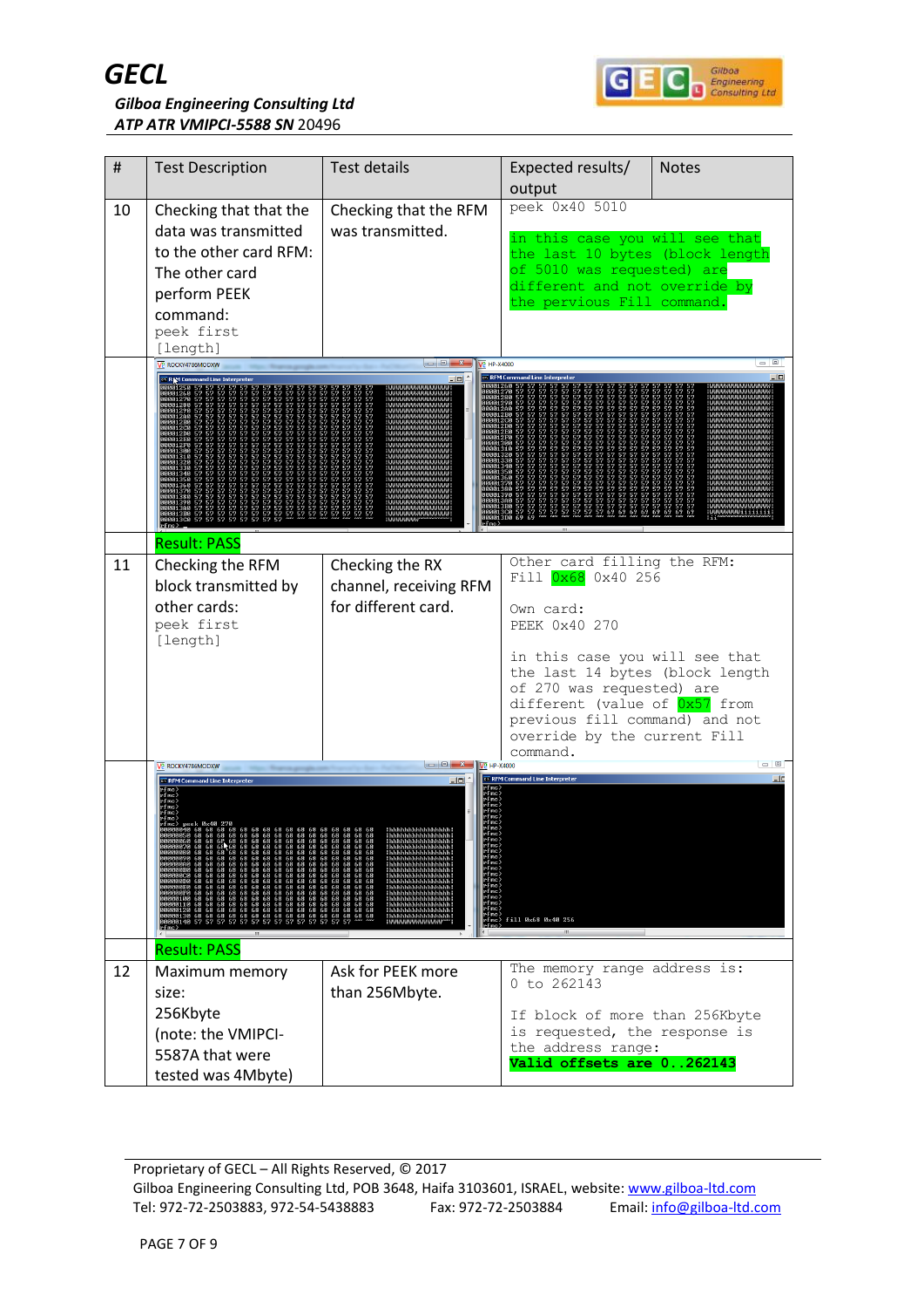| # | Test Description | Test details | Expected results/ output | Notes |
|---|---|---|---|---|
| 10 | Checking that that the data was transmitted to the other card RFM: The other card perform PEEK command: `peek first [length]` | Checking that the RFM was transmitted. | `peek 0x40 5010` <br><br> `in this case you will see that the last 10 bytes (block length of 5010 was requested) are different and not override by the pervious Fill command.` | |
| | Result: PASS | | | |
| 11 | Checking the RFM block transmitted by other cards: `peek first [length]` | Checking the RX channel, receiving RFM for different card. | `Other card filling the RFM:` <br> `Fill 0x68 0x40 256` <br><br> `Own card:` <br> `PEEK 0x40 270` <br><br> `in this case you will see that the last 14 bytes (block length of 270 was requested) are different (value of 0x57 from previous fill command) and not override by the current Fill command.` | |
| | Result: PASS | | | |
| 12 | Maximum memory size: 256Kbyte (note: the VMIPCI-5587A that were tested was 4Mbyte) | Ask for PEEK more than 256Mbyte. | `The memory range address is: 0 to 262143` <br><br> `If block of more than 256Kbyte is requested, the response is the address range:` <br> **`Valid offsets are 0..262143`** | |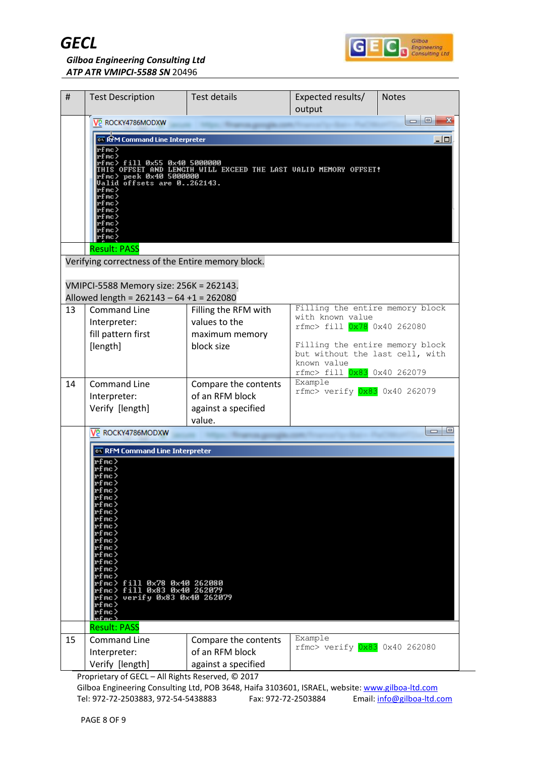| # | Test Description | Test details | Expected results/ output | Notes |
|---|---|---|---|---|
| | ROCKY4786MODXW<br>RFM Command Line Interpreter<br>`rfmc>`<br>`rfmc>`<br>`rfmc> fill 0x55 0x40 5000000`<br>`THIS OFFSET AND LENGTH WILL EXCEED THE LAST VALID MEMORY OFFSET!`<br>`rfmc> peek 0x40 5000000`<br>`Valid offsets are 0..262143.`<br>`rfmc>`<br>`rfmc>`<br>`rfmc>`<br>`rfmc>`<br>`rfmc>`<br>`rfmc>`<br>`rfmc>`<br>`rfmc>` | | | |
| | Result: PASS | | | |
| Verifying correctness of the Entire memory block.<br><br>VMIPCI-5588 Memory size: 256K = 262143.<br>Allowed length = 262143 – 64 +1 = 262080 | | | | |
| 13 | Command Line Interpreter: fill pattern first [length] | Filling the RFM with values to the maximum memory block size | `Filling the entire memory block with known value`<br>`rfmc> fill 0x78 0x40 262080`<br><br>`Filling the entire memory block but without the last cell, with known value`<br>`rfmc> fill 0x83 0x40 262079` | |
| 14 | Command Line Interpreter: Verify [length] | Compare the contents of an RFM block against a specified value. | `Example`<br>`rfmc> verify 0x83 0x40 262079` | |
| | ROCKY4786MODXW<br>RFM Command Line Interpreter<br>`rfmc>` (×17)<br>`rfmc> fill 0x78 0x40 262080`<br>`rfmc> fill 0x83 0x40 262079`<br>`rfmc> verify 0x83 0x40 262079`<br>`rfmc>`<br>`rfmc>`<br>`rfmc>` | | | |
| | Result: PASS | | | |
| 15 | Command Line Interpreter: Verify [length] | Compare the contents of an RFM block against a specified | `Example`<br>`rfmc> verify 0x83 0x40 262080` | |

Proprietary of GECL – All Rights Reserved, © 2017
Gilboa Engineering Consulting Ltd, POB 3648, Haifa 3103601, ISRAEL, website: www.gilboa-ltd.com
Tel: 972-72-2503883, 972-54-5438883 Fax: 972-72-2503884 Email: info@gilboa-ltd.com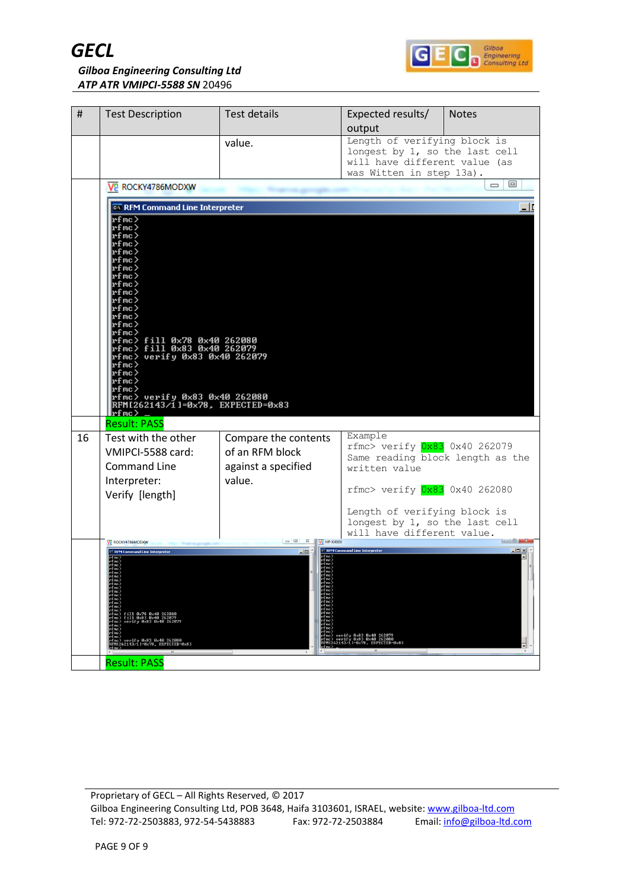| # | Test Description | Test details | Expected results/ output | Notes |
|---|---|---|---|---|
| | | value. | Length of verifying block is longest by 1, so the last cell will have different value (as was Witten in step 13a). | |
| | ROCKY4786MODXW RFM Command Line Interpreter rfmc> rfmc> rfmc> rfmc> rfmc> rfmc> rfmc> rfmc> rfmc> rfmc> rfmc> rfmc> rfmc> rfmc> rfmc> fill 0x78 0x40 262080 rfmc> fill 0x83 0x40 262079 rfmc> verify 0x83 0x40 262079 rfmc> rfmc> rfmc> rfmc> rfmc> verify 0x83 0x40 262080 RFM[262143/1]=0x78, EXPECTED=0x83 rfmc> _ | | | |
| | Result: PASS | | | |
| 16 | Test with the other VMIPCI-5588 card: Command Line Interpreter: Verify [length] | Compare the contents of an RFM block against a specified value. | Example rfmc> verify 0x83 0x40 262079 Same reading block length as the written value rfmc> verify 0x83 0x40 262080 Length of verifying block is longest by 1, so the last cell will have different value. | |
| | ROCKY4786MODXW RFM Command Line Interpreter rfmc> fill 0x78 0x40 262080 rfmc> fill 0x83 0x40 262079 rfmc> verify 0x83 0x40 262079 rfmc> verify 0x83 0x40 262080 RFM[262143/1]=0x78, EXPECTED=0x83 — HP-X4000 RFM Command Line Interpreter rfmc> verify 0x83 0x40 262079 rfmc> verify 0x83 0x40 262080 RFM[262143/1]=0x78, EXPECTED=0x83 | | | |
| | Result: PASS | | | |

Proprietary of GECL – All Rights Reserved, © 2017
Gilboa Engineering Consulting Ltd, POB 3648, Haifa 3103601, ISRAEL, website: www.gilboa-ltd.com
Tel: 972-72-2503883, 972-54-5438883 Fax: 972-72-2503884 Email: info@gilboa-ltd.com